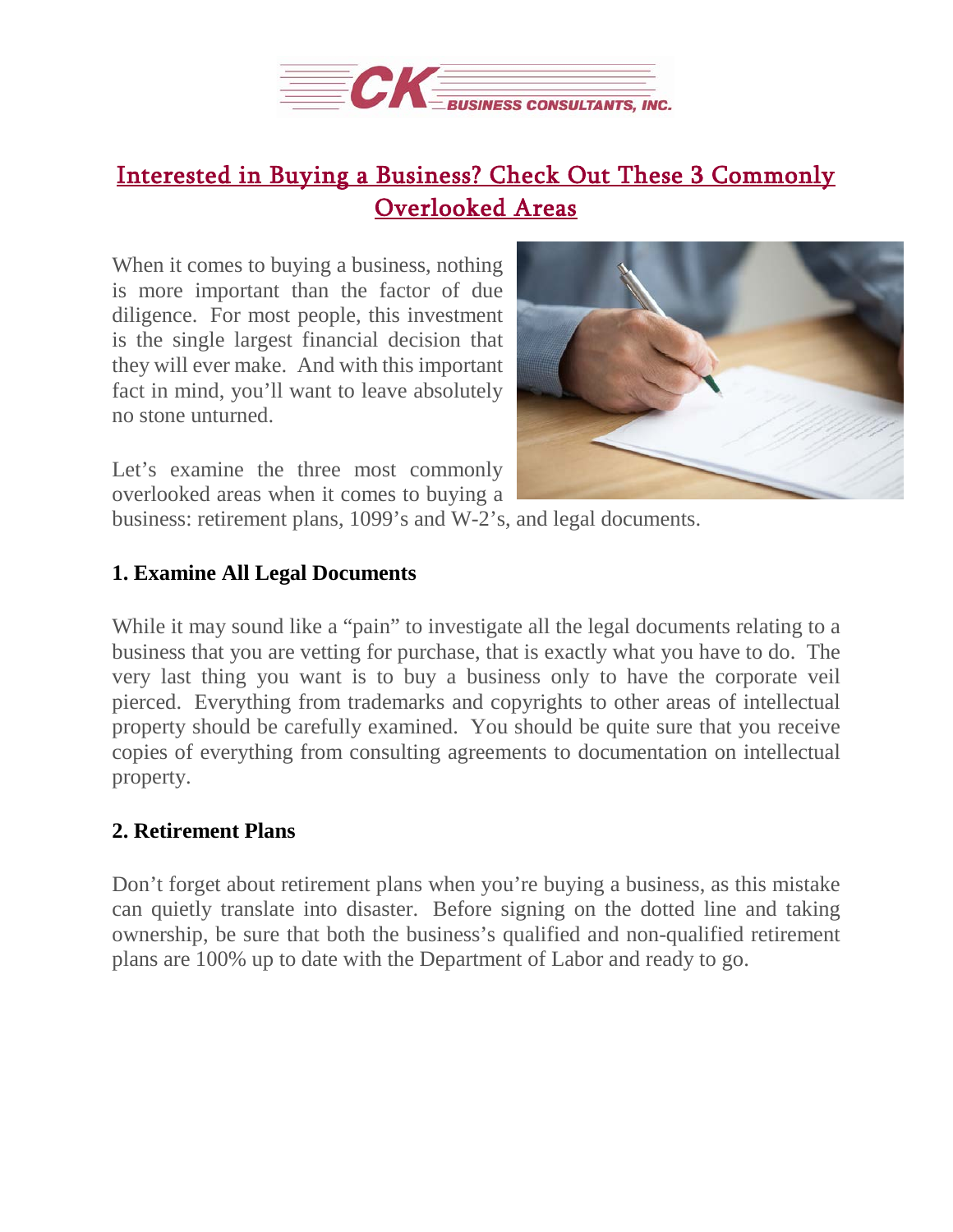# Interested in Buying a Business? Check Out These 3 Commonly Overlooked Areas

When it comes to buying a business, nothing is more important than the factor of due diligence. For most people, this investment is the single largest financial decision that they will ever make. And with this important fact in mind, you'll want to leave absolutely no stone unturned.

Let's examine the three most commonly overlooked areas when it comes to buying a business: retirement plans, 1099's and W-2's, and legal documents.

### 1. Examine All Legal Documents

While it may sound like a "pain" to investigate all the legal documents relating to a business that you are vetting for purchase, that is exactly what you have to do. The very last thing you want is to buy a business only to have the corporate veil pierced. Everything from trademarks and copyrights to other areas of intellectual property should be carefully examined. You should be quite sure that you receive copies of everything from consulting agreements to documentation on intellectual property.

### 2. Retirement Plans

Don't forget about retirement plans when you're buying a business, as this mistake can quietly translate into disaster. Before signing on the dotted line and taking ownership, be sure that both the business's qualified and non-qualified retirement plans are 100% up to date with the Department of Labor and ready to go.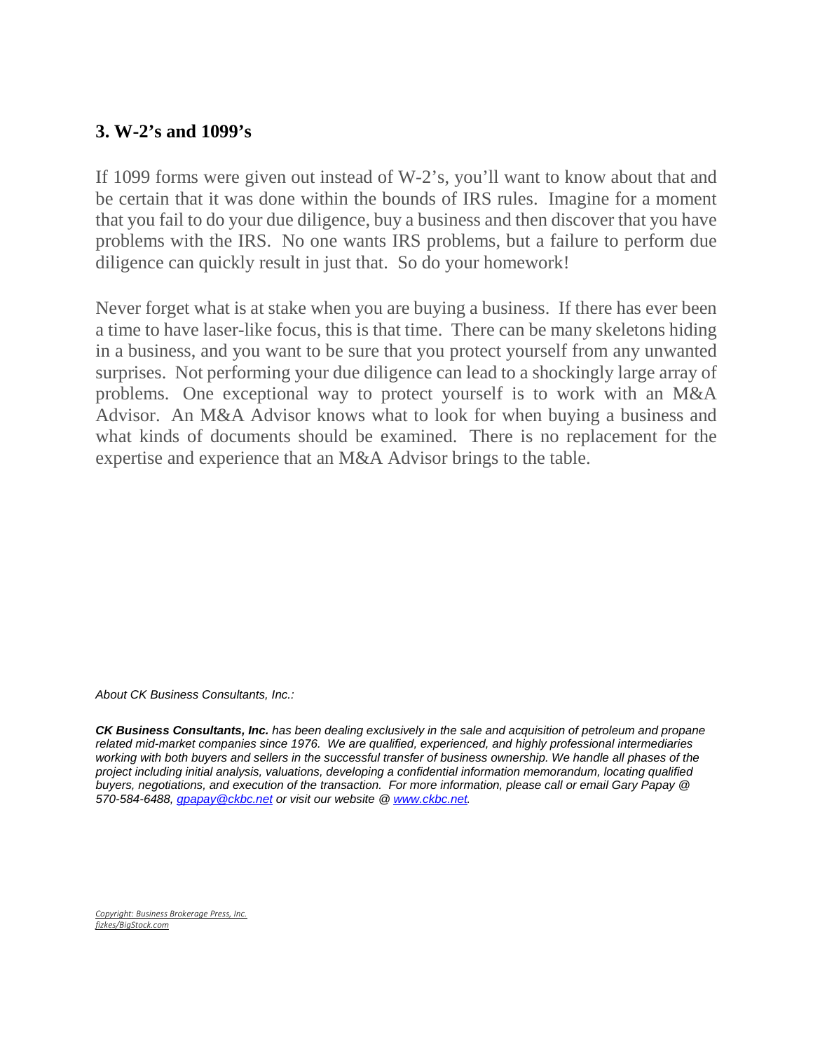### 3. W-2's and 1099's

If 1099 forms were given out instead of W-2's, you'll want to know about that and be certain that it was done within the bounds of IRS rules. Imagine for a moment that you fail to do your due diligence, buy a business and then discover that you have problems with the IRS. No one wants IRS problems, but a failure to perform due diligence can quickly result in just that. So do your homework!

Never forget what is at stake when you are buying a business. If there has ever been a time to have laser-like focus, this is that time. There can be many skeletons hiding in a business, and you want to be sure that you protect yourself from any unwanted surprises. Not performing your due diligence can lead to a shockingly large array of problems. One exceptional way to protect yourself is to work with an M&A Advisor. An M&A Advisor knows what to look for when buying a business and what kinds of documents should be examined. There is no replacement for the expertise and experience that an M&A Advisor brings to the table.

*About CK Business Consultants, Inc.:*

***CK Business Consultants, Inc.** has been dealing exclusively in the sale and acquisition of petroleum and propane related mid-market companies since 1976. We are qualified, experienced, and highly professional intermediaries working with both buyers and sellers in the successful transfer of business ownership. We handle all phases of the project including initial analysis, valuations, developing a confidential information memorandum, locating qualified buyers, negotiations, and execution of the transaction. For more information, please call or email Gary Papay @ 570-584-6488, gpapay@ckbc.net or visit our website @ www.ckbc.net.*

Copyright: Business Brokerage Press, Inc.
fizkes/BigStock.com